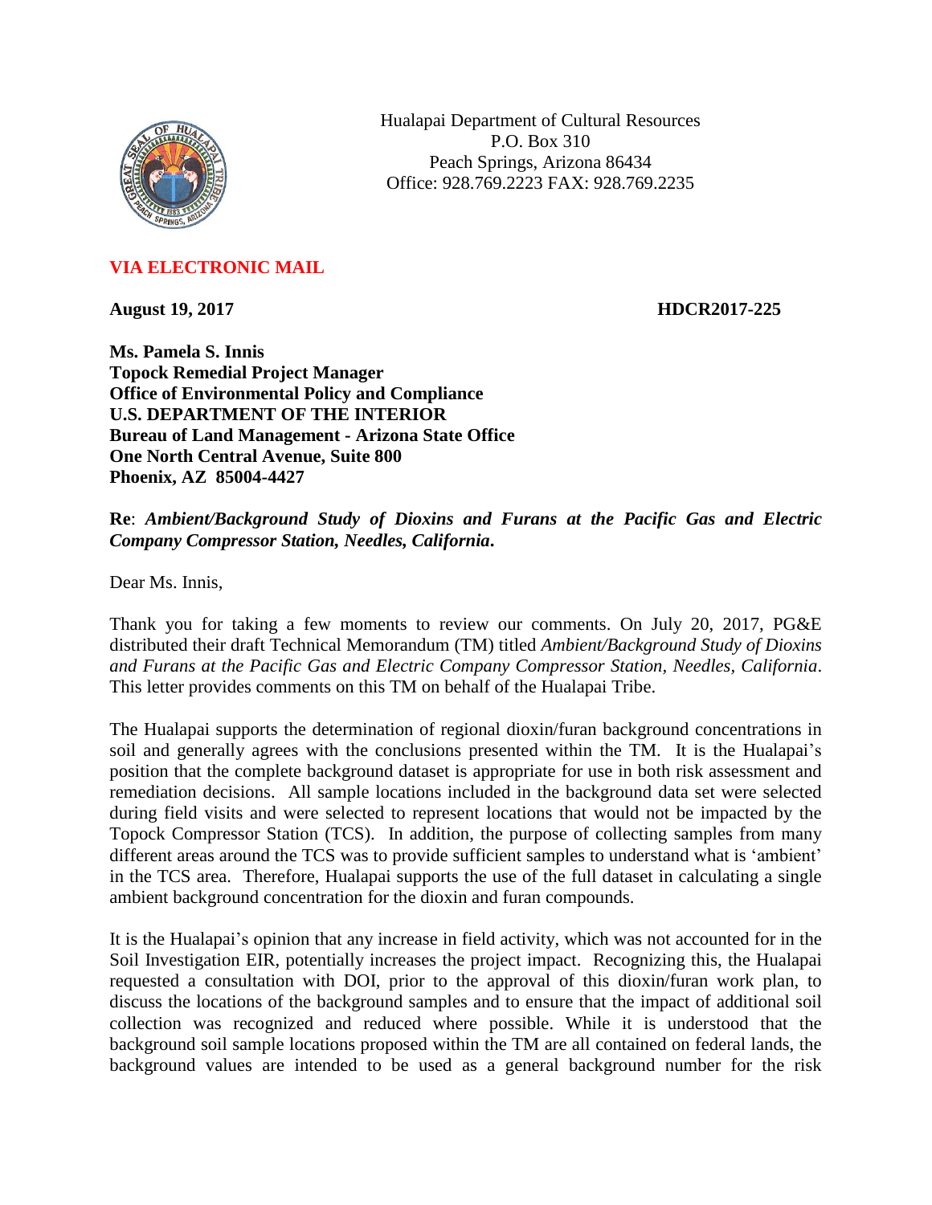Hualapai Department of Cultural Resources
P.O. Box 310
Peach Springs, Arizona 86434
Office: 928.769.2223 FAX: 928.769.2235

**VIA ELECTRONIC MAIL**

**August 19, 2017** **HDCR2017-225**

**Ms. Pamela S. Innis**
**Topock Remedial Project Manager**
**Office of Environmental Policy and Compliance**
**U.S. DEPARTMENT OF THE INTERIOR**
**Bureau of Land Management - Arizona State Office**
**One North Central Avenue, Suite 800**
**Phoenix, AZ 85004-4427**

**Re**: ***Ambient/Background Study of Dioxins and Furans at the Pacific Gas and Electric Company Compressor Station, Needles, California*.**

Dear Ms. Innis,

Thank you for taking a few moments to review our comments. On July 20, 2017, PG&E distributed their draft Technical Memorandum (TM) titled *Ambient/Background Study of Dioxins and Furans at the Pacific Gas and Electric Company Compressor Station, Needles, California*. This letter provides comments on this TM on behalf of the Hualapai Tribe.

The Hualapai supports the determination of regional dioxin/furan background concentrations in soil and generally agrees with the conclusions presented within the TM. It is the Hualapai's position that the complete background dataset is appropriate for use in both risk assessment and remediation decisions. All sample locations included in the background data set were selected during field visits and were selected to represent locations that would not be impacted by the Topock Compressor Station (TCS). In addition, the purpose of collecting samples from many different areas around the TCS was to provide sufficient samples to understand what is 'ambient' in the TCS area. Therefore, Hualapai supports the use of the full dataset in calculating a single ambient background concentration for the dioxin and furan compounds.

It is the Hualapai's opinion that any increase in field activity, which was not accounted for in the Soil Investigation EIR, potentially increases the project impact. Recognizing this, the Hualapai requested a consultation with DOI, prior to the approval of this dioxin/furan work plan, to discuss the locations of the background samples and to ensure that the impact of additional soil collection was recognized and reduced where possible. While it is understood that the background soil sample locations proposed within the TM are all contained on federal lands, the background values are intended to be used as a general background number for the risk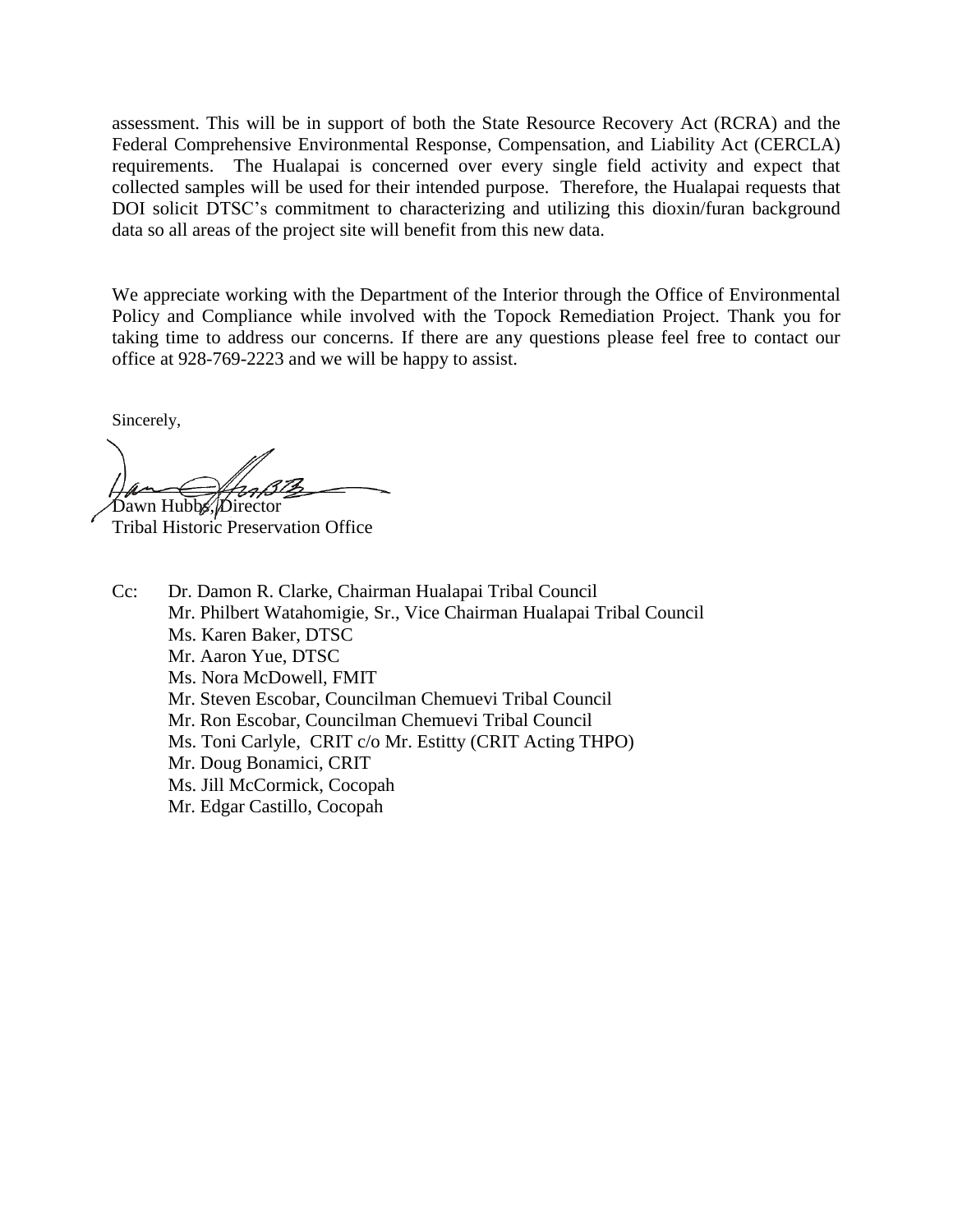assessment. This will be in support of both the State Resource Recovery Act (RCRA) and the Federal Comprehensive Environmental Response, Compensation, and Liability Act (CERCLA) requirements. The Hualapai is concerned over every single field activity and expect that collected samples will be used for their intended purpose. Therefore, the Hualapai requests that DOI solicit DTSC's commitment to characterizing and utilizing this dioxin/furan background data so all areas of the project site will benefit from this new data.

We appreciate working with the Department of the Interior through the Office of Environmental Policy and Compliance while involved with the Topock Remediation Project. Thank you for taking time to address our concerns. If there are any questions please feel free to contact our office at 928-769-2223 and we will be happy to assist.

Sincerely,

Dawn Hubbs, Director
Tribal Historic Preservation Office

Cc: Dr. Damon R. Clarke, Chairman Hualapai Tribal Council
Mr. Philbert Watahomigie, Sr., Vice Chairman Hualapai Tribal Council
Ms. Karen Baker, DTSC
Mr. Aaron Yue, DTSC
Ms. Nora McDowell, FMIT
Mr. Steven Escobar, Councilman Chemuevi Tribal Council
Mr. Ron Escobar, Councilman Chemuevi Tribal Council
Ms. Toni Carlyle, CRIT c/o Mr. Estitty (CRIT Acting THPO)
Mr. Doug Bonamici, CRIT
Ms. Jill McCormick, Cocopah
Mr. Edgar Castillo, Cocopah